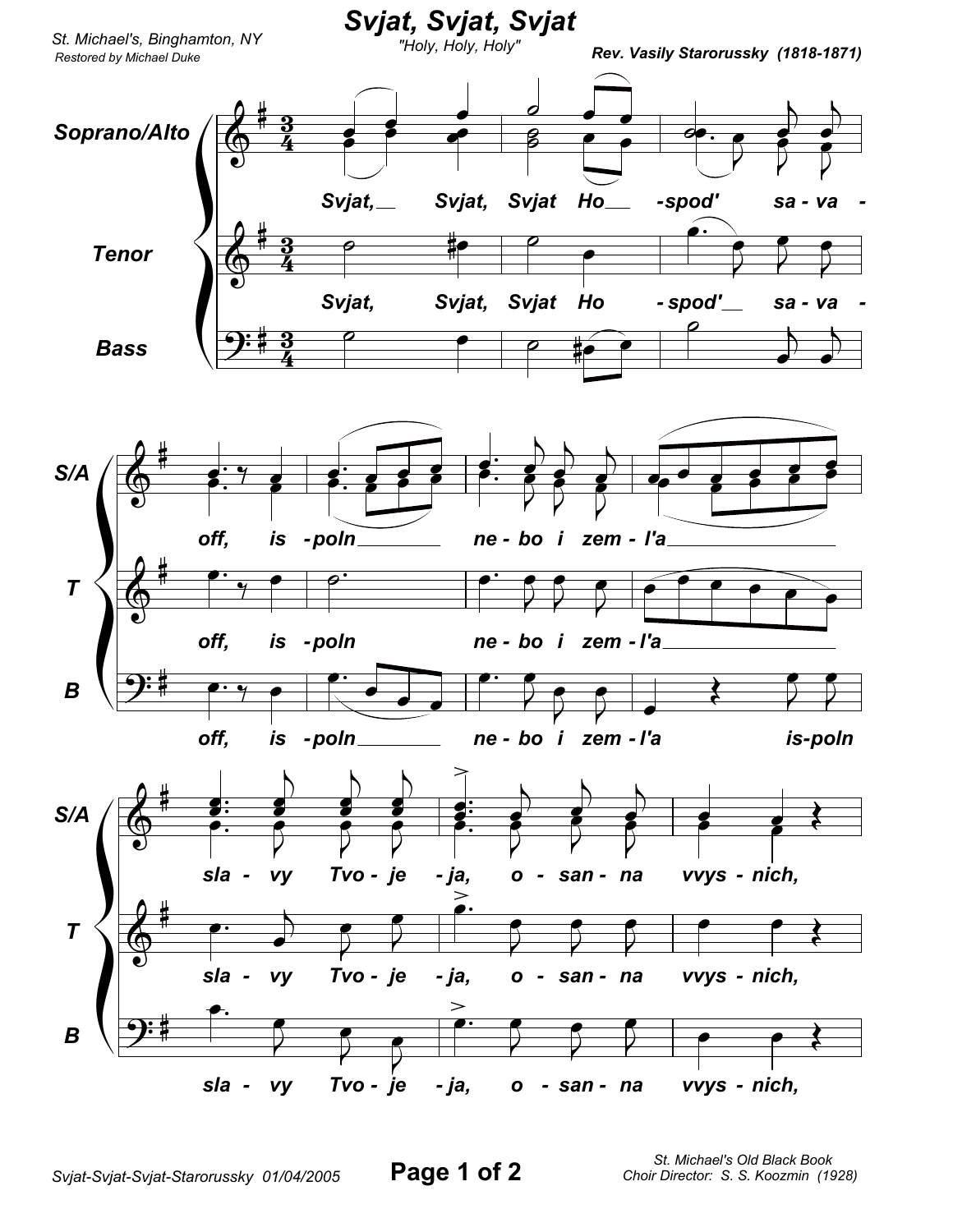# Svjat, Svjat, Svjat

"Holy, Holy, Holy"

St. Michael's, Binghamton, NY
Restored by Michael Duke

**Rev. Vasily Starorussky (1818-1871)**

Soprano/Alto, Tenor, Bass

Svjat, Svjat, Svjat Ho-spod' sa-va-off, is-poln ne-bo i zem-l'a is-poln sla-vy Tvo-je-ja, o-san-na vvys-nich,

Svjat-Svjat-Svjat-Starorussky 01/04/2005

St. Michael's Old Black Book
Choir Director: S. S. Koozmin (1928)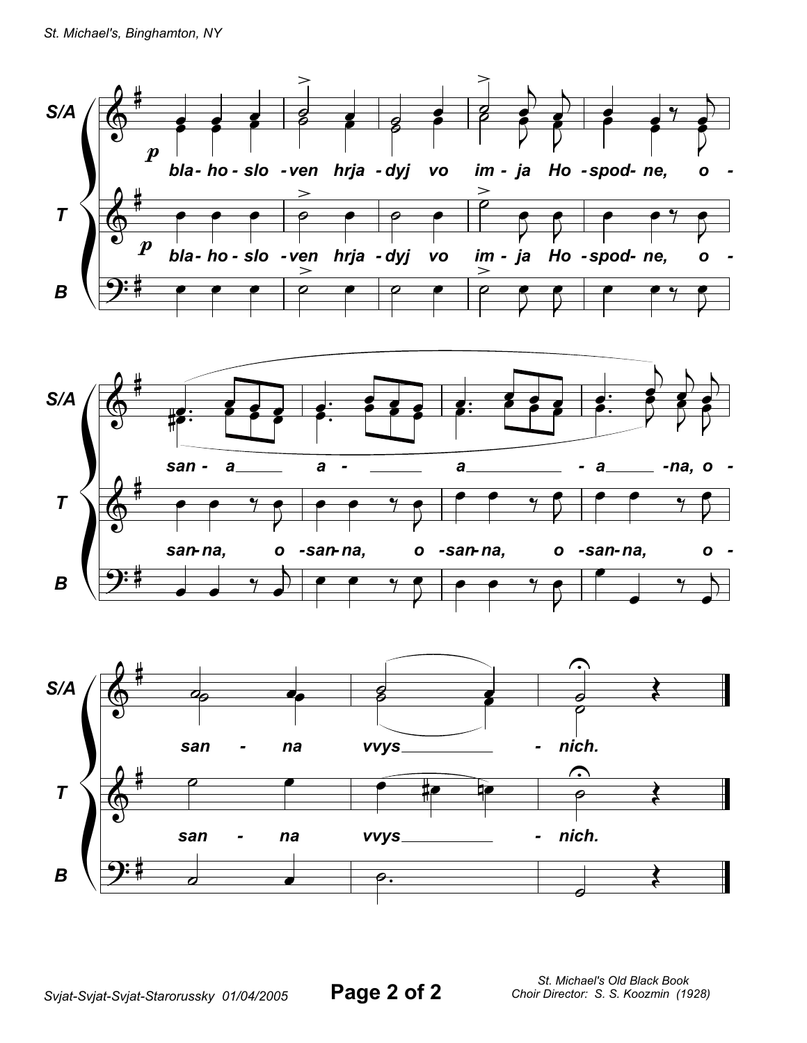S/A

*p*

bla- ho - slo - ven hrja - dyj vo im - ja Ho - spod- ne, o -

T

*p*

bla- ho - slo - ven hrja - dyj vo im - ja Ho - spod- ne, o -

B

S/A

san - a a - a - a -na, o -

T

san-na, o -san-na, o -san-na, o -san-na, o -

B

S/A

san - na vvys - nich.

T

san - na vvys - nich.

B

Svjat-Svjat-Svjat-Starorussky 01/04/2005

St. Michael's Old Black Book
Choir Director: S. S. Koozmin (1928)